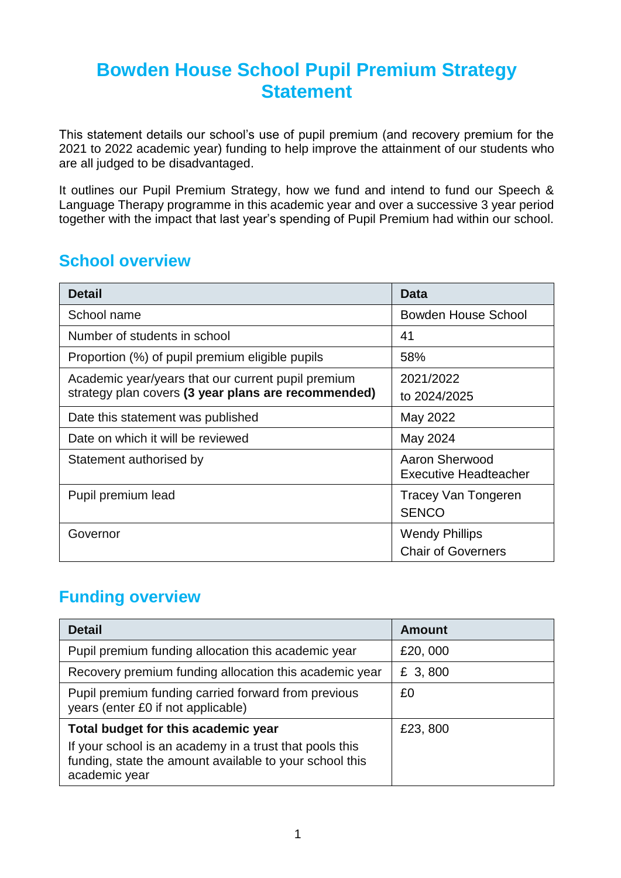# Bowden House School Pupil Premium Strategy Statement

This statement details our school's use of pupil premium (and recovery premium for the 2021 to 2022 academic year) funding to help improve the attainment of our students who are all judged to be disadvantaged.

It outlines our Pupil Premium Strategy, how we fund and intend to fund our Speech & Language Therapy programme in this academic year and over a successive 3 year period together with the impact that last year's spending of Pupil Premium had within our school.

## School overview

| Detail | Data |
|---|---|
| School name | Bowden House School |
| Number of students in school | 41 |
| Proportion (%) of pupil premium eligible pupils | 58% |
| Academic year/years that our current pupil premium strategy plan covers **(3 year plans are recommended)** | 2021/2022 to 2024/2025 |
| Date this statement was published | May 2022 |
| Date on which it will be reviewed | May 2024 |
| Statement authorised by | Aaron Sherwood Executive Headteacher |
| Pupil premium lead | Tracey Van Tongeren SENCO |
| Governor | Wendy Phillips Chair of Governers |

## Funding overview

| Detail | Amount |
|---|---|
| Pupil premium funding allocation this academic year | £20, 000 |
| Recovery premium funding allocation this academic year | £ 3, 800 |
| Pupil premium funding carried forward from previous years (enter £0 if not applicable) | £0 |
| **Total budget for this academic year**<br>If your school is an academy in a trust that pools this funding, state the amount available to your school this academic year | £23, 800 |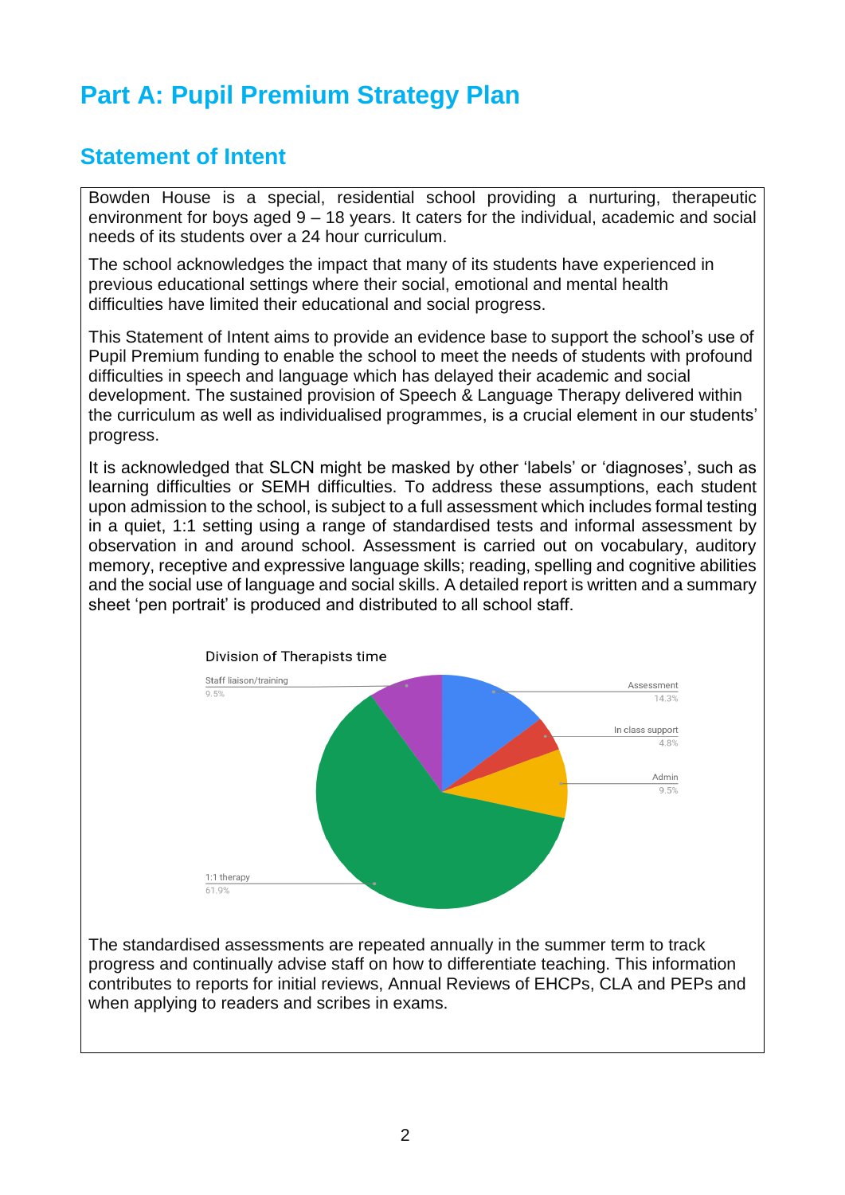# Part A: Pupil Premium Strategy Plan

## Statement of Intent

Bowden House is a special, residential school providing a nurturing, therapeutic environment for boys aged 9 – 18 years. It caters for the individual, academic and social needs of its students over a 24 hour curriculum.

The school acknowledges the impact that many of its students have experienced in previous educational settings where their social, emotional and mental health difficulties have limited their educational and social progress.

This Statement of Intent aims to provide an evidence base to support the school's use of Pupil Premium funding to enable the school to meet the needs of students with profound difficulties in speech and language which has delayed their academic and social development. The sustained provision of Speech & Language Therapy delivered within the curriculum as well as individualised programmes, is a crucial element in our students' progress.

It is acknowledged that SLCN might be masked by other 'labels' or 'diagnoses', such as learning difficulties or SEMH difficulties. To address these assumptions, each student upon admission to the school, is subject to a full assessment which includes formal testing in a quiet, 1:1 setting using a range of standardised tests and informal assessment by observation in and around school. Assessment is carried out on vocabulary, auditory memory, receptive and expressive language skills; reading, spelling and cognitive abilities and the social use of language and social skills. A detailed report is written and a summary sheet 'pen portrait' is produced and distributed to all school staff.

Division of Therapists time

| Category | Percentage |
|---|---|
| Assessment | 14.3% |
| In class support | 4.8% |
| Admin | 9.5% |
| 1:1 therapy | 61.9% |
| Staff liaison/training | 9.5% |

The standardised assessments are repeated annually in the summer term to track progress and continually advise staff on how to differentiate teaching. This information contributes to reports for initial reviews, Annual Reviews of EHCPs, CLA and PEPs and when applying to readers and scribes in exams.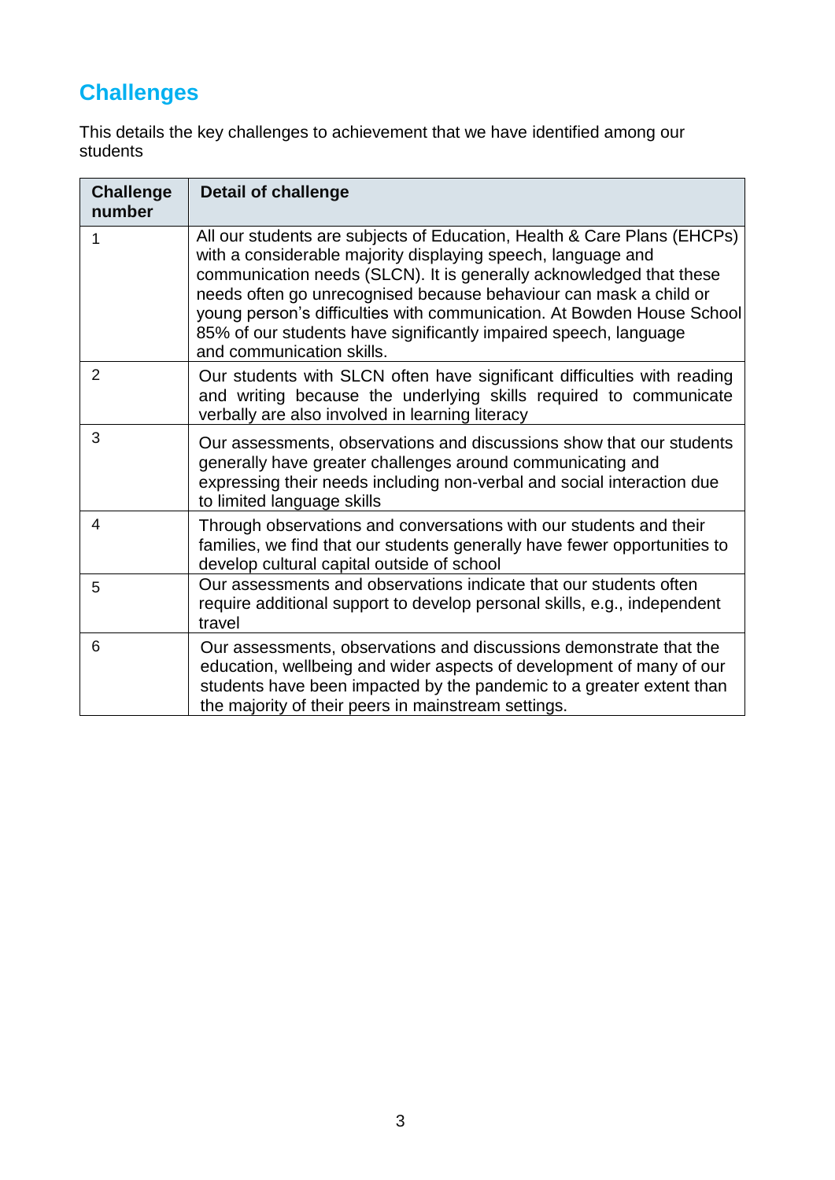## Challenges

This details the key challenges to achievement that we have identified among our students

| Challenge number | Detail of challenge |
|---|---|
| 1 | All our students are subjects of Education, Health & Care Plans (EHCPs) with a considerable majority displaying speech, language and communication needs (SLCN). It is generally acknowledged that these needs often go unrecognised because behaviour can mask a child or young person's difficulties with communication. At Bowden House School 85% of our students have significantly impaired speech, language and communication skills. |
| 2 | Our students with SLCN often have significant difficulties with reading and writing because the underlying skills required to communicate verbally are also involved in learning literacy |
| 3 | Our assessments, observations and discussions show that our students generally have greater challenges around communicating and expressing their needs including non-verbal and social interaction due to limited language skills |
| 4 | Through observations and conversations with our students and their families, we find that our students generally have fewer opportunities to develop cultural capital outside of school |
| 5 | Our assessments and observations indicate that our students often require additional support to develop personal skills, e.g., independent travel |
| 6 | Our assessments, observations and discussions demonstrate that the education, wellbeing and wider aspects of development of many of our students have been impacted by the pandemic to a greater extent than the majority of their peers in mainstream settings. |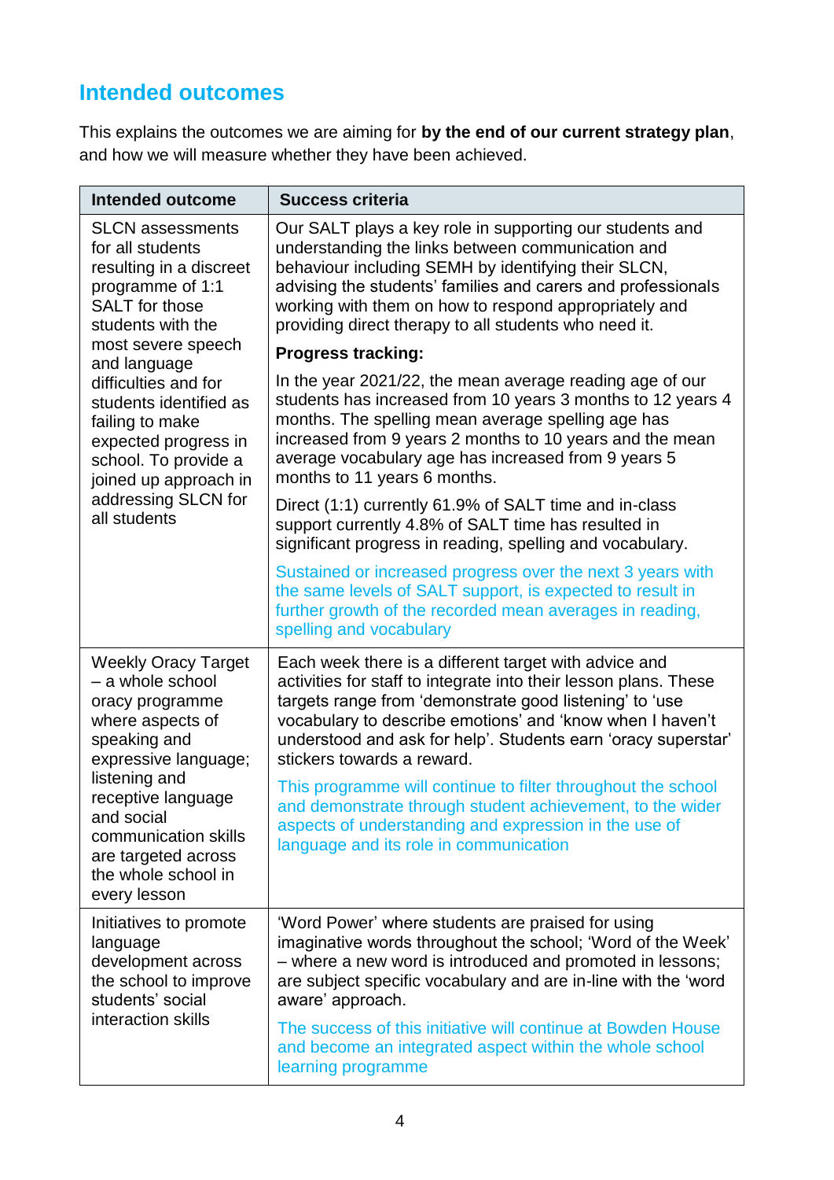## Intended outcomes

This explains the outcomes we are aiming for **by the end of our current strategy plan**, and how we will measure whether they have been achieved.

| Intended outcome | Success criteria |
|---|---|
| SLCN assessments for all students resulting in a discreet programme of 1:1 SALT for those students with the most severe speech and language difficulties and for students identified as failing to make expected progress in school. To provide a joined up approach in addressing SLCN for all students | Our SALT plays a key role in supporting our students and understanding the links between communication and behaviour including SEMH by identifying their SLCN, advising the students' families and carers and professionals working with them on how to respond appropriately and providing direct therapy to all students who need it.<br><br>**Progress tracking:**<br><br>In the year 2021/22, the mean average reading age of our students has increased from 10 years 3 months to 12 years 4 months. The spelling mean average spelling age has increased from 9 years 2 months to 10 years and the mean average vocabulary age has increased from 9 years 5 months to 11 years 6 months.<br><br>Direct (1:1) currently 61.9% of SALT time and in-class support currently 4.8% of SALT time has resulted in significant progress in reading, spelling and vocabulary.<br><br>Sustained or increased progress over the next 3 years with the same levels of SALT support, is expected to result in further growth of the recorded mean averages in reading, spelling and vocabulary |
| Weekly Oracy Target – a whole school oracy programme where aspects of speaking and expressive language; listening and receptive language and social communication skills are targeted across the whole school in every lesson | Each week there is a different target with advice and activities for staff to integrate into their lesson plans. These targets range from 'demonstrate good listening' to 'use vocabulary to describe emotions' and 'know when I haven't understood and ask for help'. Students earn 'oracy superstar' stickers towards a reward.<br><br>This programme will continue to filter throughout the school and demonstrate through student achievement, to the wider aspects of understanding and expression in the use of language and its role in communication |
| Initiatives to promote language development across the school to improve students' social interaction skills | 'Word Power' where students are praised for using imaginative words throughout the school; 'Word of the Week' – where a new word is introduced and promoted in lessons; are subject specific vocabulary and are in-line with the 'word aware' approach.<br><br>The success of this initiative will continue at Bowden House and become an integrated aspect within the whole school learning programme |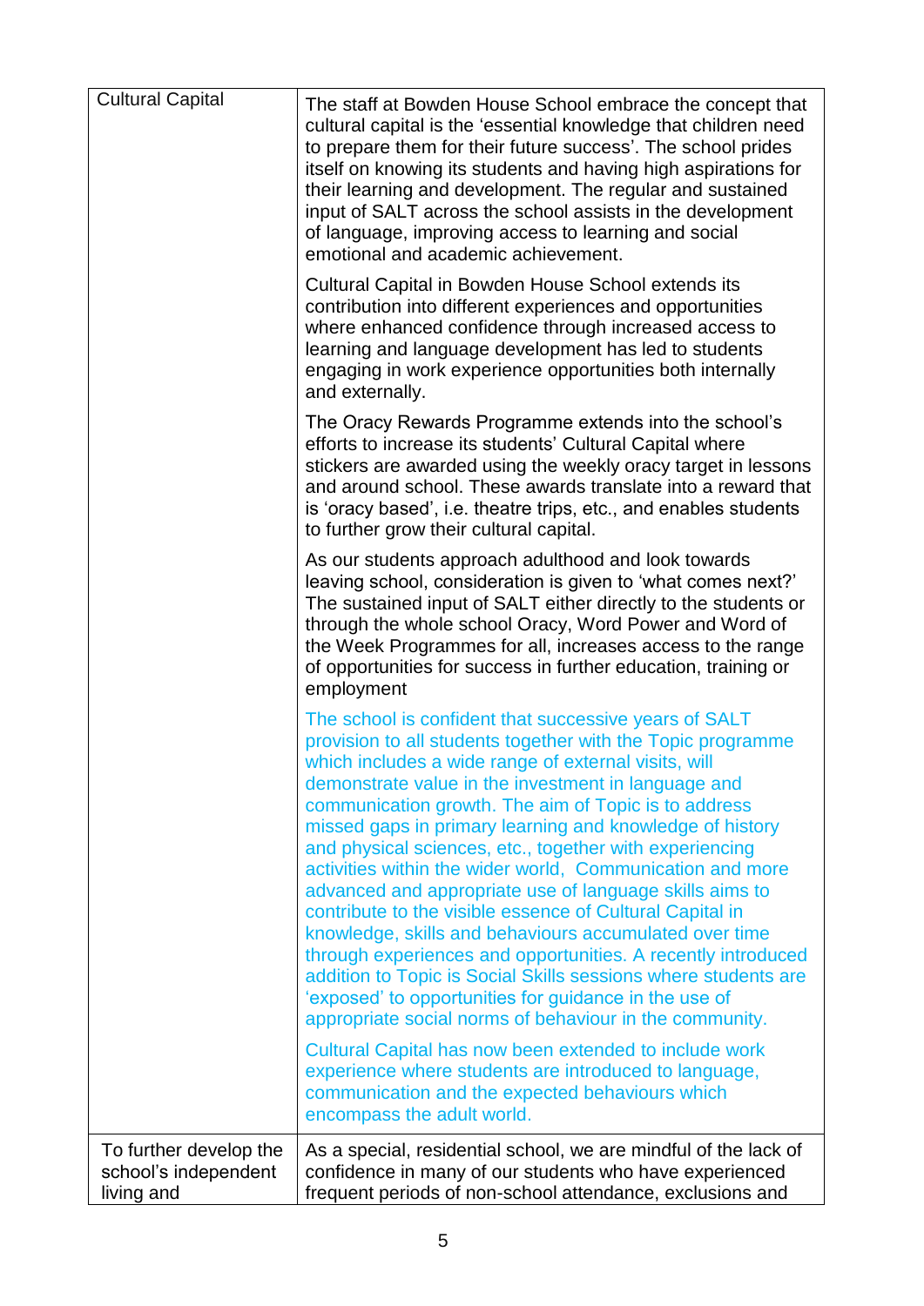| | |
|---|---|
| Cultural Capital | The staff at Bowden House School embrace the concept that cultural capital is the 'essential knowledge that children need to prepare them for their future success'. The school prides itself on knowing its students and having high aspirations for their learning and development. The regular and sustained input of SALT across the school assists in the development of language, improving access to learning and social emotional and academic achievement.<br><br>Cultural Capital in Bowden House School extends its contribution into different experiences and opportunities where enhanced confidence through increased access to learning and language development has led to students engaging in work experience opportunities both internally and externally.<br><br>The Oracy Rewards Programme extends into the school's efforts to increase its students' Cultural Capital where stickers are awarded using the weekly oracy target in lessons and around school. These awards translate into a reward that is 'oracy based', i.e. theatre trips, etc., and enables students to further grow their cultural capital.<br><br>As our students approach adulthood and look towards leaving school, consideration is given to 'what comes next?' The sustained input of SALT either directly to the students or through the whole school Oracy, Word Power and Word of the Week Programmes for all, increases access to the range of opportunities for success in further education, training or employment<br><br>The school is confident that successive years of SALT provision to all students together with the Topic programme which includes a wide range of external visits, will demonstrate value in the investment in language and communication growth. The aim of Topic is to address missed gaps in primary learning and knowledge of history and physical sciences, etc., together with experiencing activities within the wider world, Communication and more advanced and appropriate use of language skills aims to contribute to the visible essence of Cultural Capital in knowledge, skills and behaviours accumulated over time through experiences and opportunities. A recently introduced addition to Topic is Social Skills sessions where students are 'exposed' to opportunities for guidance in the use of appropriate social norms of behaviour in the community.<br><br>Cultural Capital has now been extended to include work experience where students are introduced to language, communication and the expected behaviours which encompass the adult world. |
| To further develop the school's independent living and | As a special, residential school, we are mindful of the lack of confidence in many of our students who have experienced frequent periods of non-school attendance, exclusions and |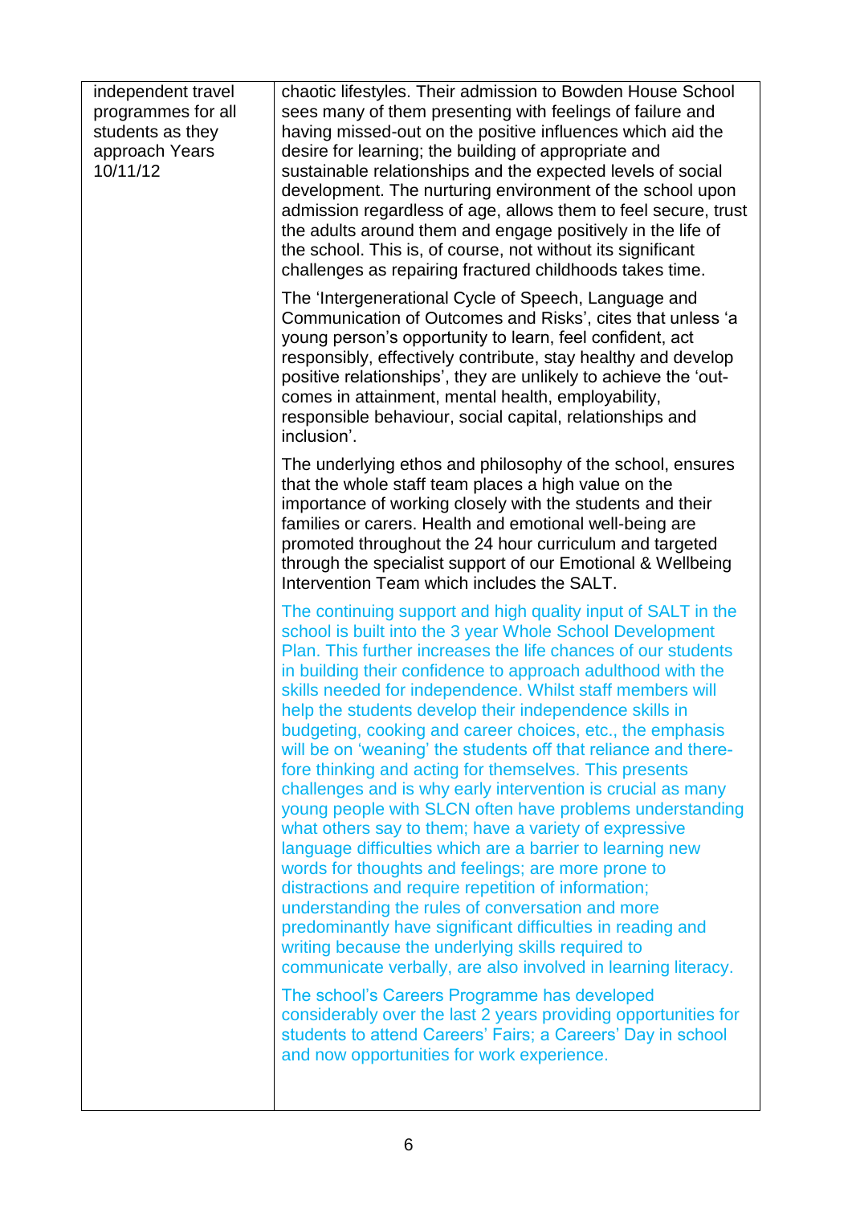| | |
|---|---|
| independent travel programmes for all students as they approach Years 10/11/12 | chaotic lifestyles. Their admission to Bowden House School sees many of them presenting with feelings of failure and having missed-out on the positive influences which aid the desire for learning; the building of appropriate and sustainable relationships and the expected levels of social development. The nurturing environment of the school upon admission regardless of age, allows them to feel secure, trust the adults around them and engage positively in the life of the school. This is, of course, not without its significant challenges as repairing fractured childhoods takes time.<br><br>The 'Intergenerational Cycle of Speech, Language and Communication of Outcomes and Risks', cites that unless 'a young person's opportunity to learn, feel confident, act responsibly, effectively contribute, stay healthy and develop positive relationships', they are unlikely to achieve the 'out-comes in attainment, mental health, employability, responsible behaviour, social capital, relationships and inclusion'.<br><br>The underlying ethos and philosophy of the school, ensures that the whole staff team places a high value on the importance of working closely with the students and their families or carers. Health and emotional well-being are promoted throughout the 24 hour curriculum and targeted through the specialist support of our Emotional & Wellbeing Intervention Team which includes the SALT.<br><br>The continuing support and high quality input of SALT in the school is built into the 3 year Whole School Development Plan. This further increases the life chances of our students in building their confidence to approach adulthood with the skills needed for independence. Whilst staff members will help the students develop their independence skills in budgeting, cooking and career choices, etc., the emphasis will be on 'weaning' the students off that reliance and there-fore thinking and acting for themselves. This presents challenges and is why early intervention is crucial as many young people with SLCN often have problems understanding what others say to them; have a variety of expressive language difficulties which are a barrier to learning new words for thoughts and feelings; are more prone to distractions and require repetition of information; understanding the rules of conversation and more predominantly have significant difficulties in reading and writing because the underlying skills required to communicate verbally, are also involved in learning literacy.<br><br>The school's Careers Programme has developed considerably over the last 2 years providing opportunities for students to attend Careers' Fairs; a Careers' Day in school and now opportunities for work experience. |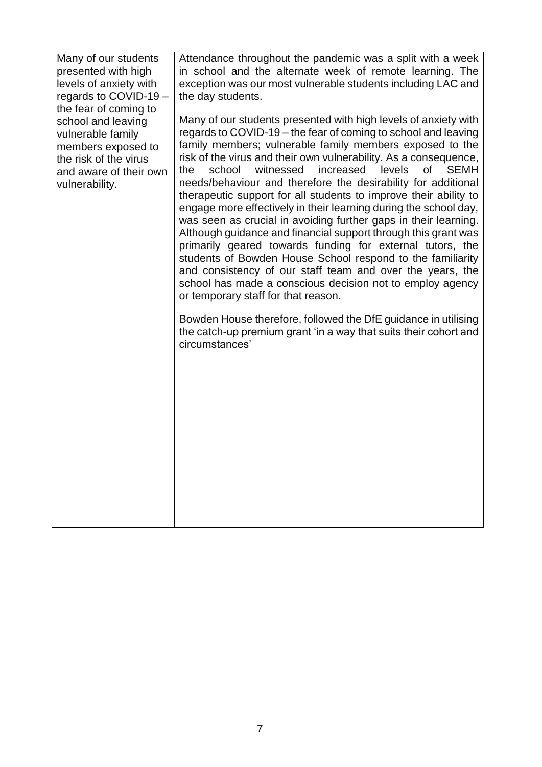| | |
|---|---|
| Many of our students presented with high levels of anxiety with regards to COVID-19 – the fear of coming to school and leaving vulnerable family members exposed to the risk of the virus and aware of their own vulnerability. | Attendance throughout the pandemic was a split with a week in school and the alternate week of remote learning. The exception was our most vulnerable students including LAC and the day students.<br><br>Many of our students presented with high levels of anxiety with regards to COVID-19 – the fear of coming to school and leaving family members; vulnerable family members exposed to the risk of the virus and their own vulnerability. As a consequence, the school witnessed increased levels of SEMH needs/behaviour and therefore the desirability for additional therapeutic support for all students to improve their ability to engage more effectively in their learning during the school day, was seen as crucial in avoiding further gaps in their learning. Although guidance and financial support through this grant was primarily geared towards funding for external tutors, the students of Bowden House School respond to the familiarity and consistency of our staff team and over the years, the school has made a conscious decision not to employ agency or temporary staff for that reason.<br><br>Bowden House therefore, followed the DfE guidance in utilising the catch-up premium grant 'in a way that suits their cohort and circumstances' |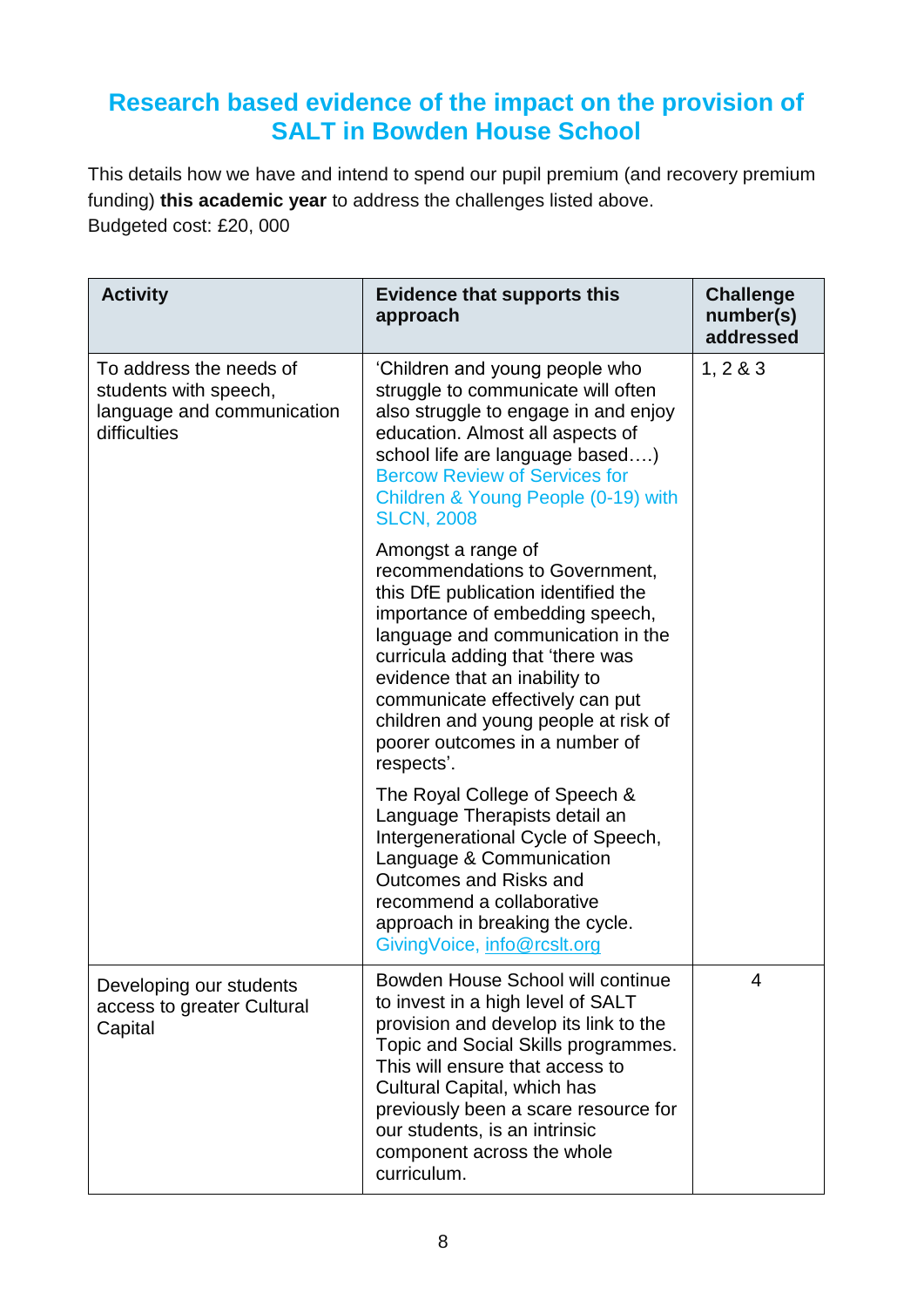# Research based evidence of the impact on the provision of SALT in Bowden House School

This details how we have and intend to spend our pupil premium (and recovery premium funding) **this academic year** to address the challenges listed above.
Budgeted cost: £20, 000

| Activity | Evidence that supports this approach | Challenge number(s) addressed |
|---|---|---|
| To address the needs of students with speech, language and communication difficulties | 'Children and young people who struggle to communicate will often also struggle to engage in and enjoy education. Almost all aspects of school life are language based….) Bercow Review of Services for Children & Young People (0-19) with SLCN, 2008<br><br>Amongst a range of recommendations to Government, this DfE publication identified the importance of embedding speech, language and communication in the curricula adding that 'there was evidence that an inability to communicate effectively can put children and young people at risk of poorer outcomes in a number of respects'.<br><br>The Royal College of Speech & Language Therapists detail an Intergenerational Cycle of Speech, Language & Communication Outcomes and Risks and recommend a collaborative approach in breaking the cycle. GivingVoice, info@rcslt.org | 1, 2 & 3 |
| Developing our students access to greater Cultural Capital | Bowden House School will continue to invest in a high level of SALT provision and develop its link to the Topic and Social Skills programmes. This will ensure that access to Cultural Capital, which has previously been a scare resource for our students, is an intrinsic component across the whole curriculum. | 4 |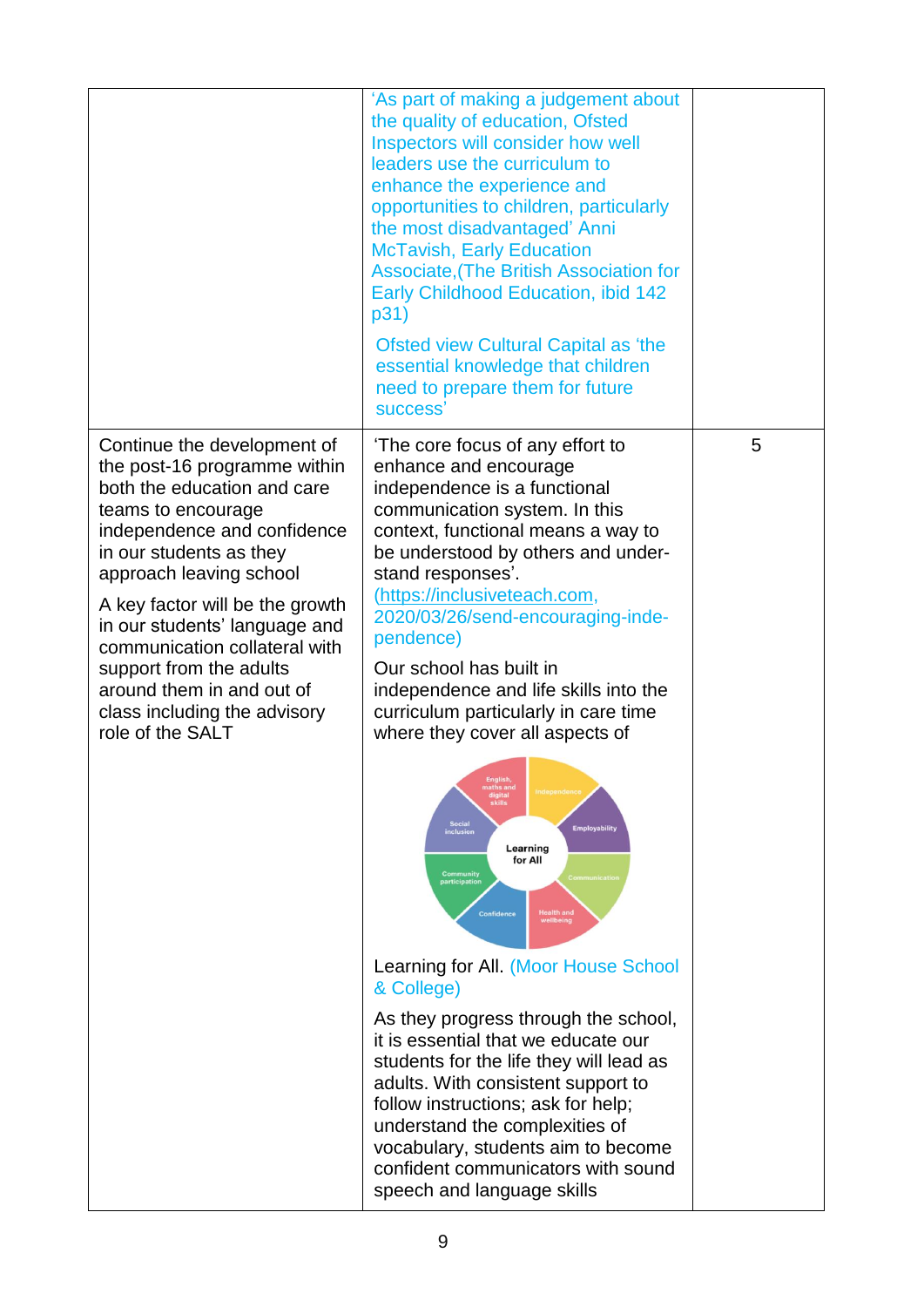| | | |
|---|---|---|
| | 'As part of making a judgement about the quality of education, Ofsted Inspectors will consider how well leaders use the curriculum to enhance the experience and opportunities to children, particularly the most disadvantaged' Anni McTavish, Early Education Associate,(The British Association for Early Childhood Education, ibid 142 p31)<br><br>Ofsted view Cultural Capital as 'the essential knowledge that children need to prepare them for future success' | |
| Continue the development of the post-16 programme within both the education and care teams to encourage independence and confidence in our students as they approach leaving school<br><br>A key factor will be the growth in our students' language and communication collateral with support from the adults around them in and out of class including the advisory role of the SALT | 'The core focus of any effort to enhance and encourage independence is a functional communication system. In this context, functional means a way to be understood by others and under-stand responses'. (https://inclusiveteach.com, 2020/03/26/send-encouraging-inde-pendence)<br><br>Our school has built in independence and life skills into the curriculum particularly in care time where they cover all aspects of<br><br>Learning for All: English, maths and digital skills; Independence; Employability; Communication; Health and wellbeing; Confidence; Community participation; Social inclusion<br><br>Learning for All. (Moor House School & College)<br><br>As they progress through the school, it is essential that we educate our students for the life they will lead as adults. With consistent support to follow instructions; ask for help; understand the complexities of vocabulary, students aim to become confident communicators with sound speech and language skills | 5 |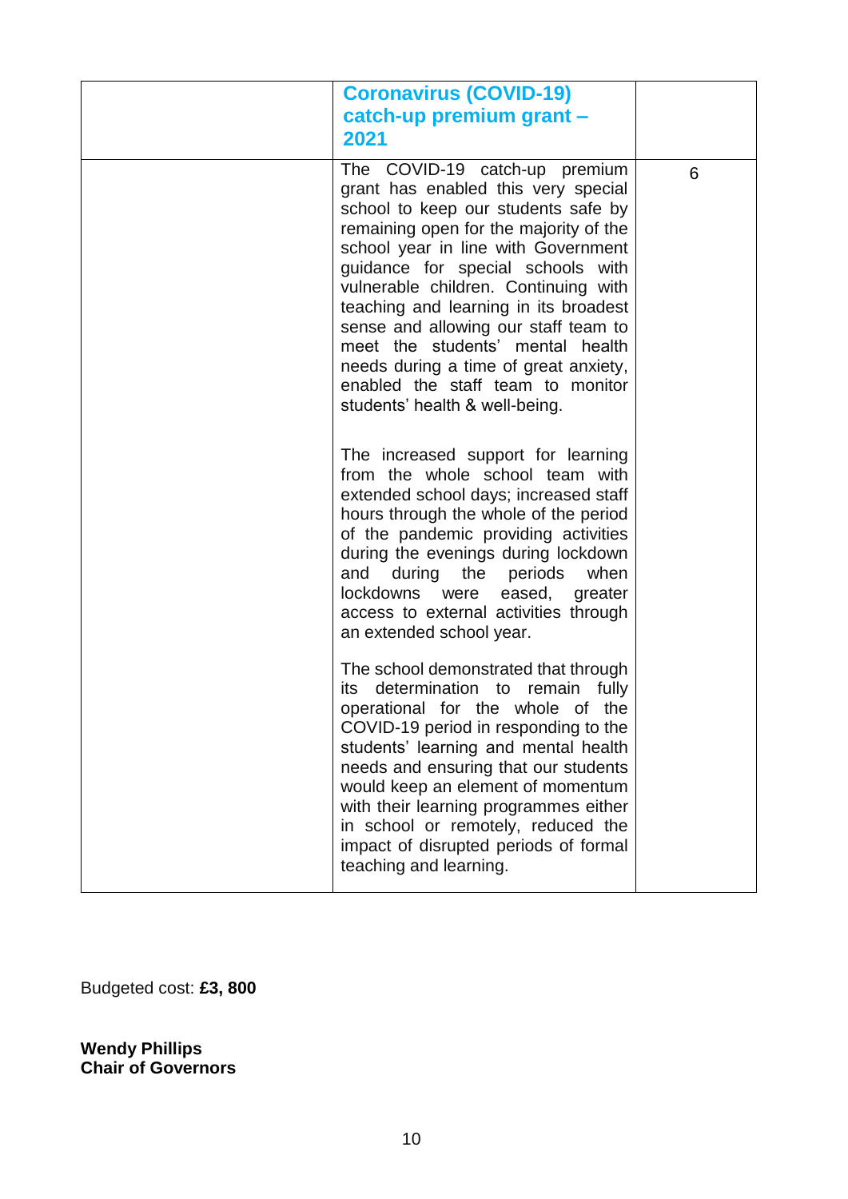| | **Coronavirus (COVID-19) catch-up premium grant – 2021** | |
|---|---|---|
| | The COVID-19 catch-up premium grant has enabled this very special school to keep our students safe by remaining open for the majority of the school year in line with Government guidance for special schools with vulnerable children. Continuing with teaching and learning in its broadest sense and allowing our staff team to meet the students' mental health needs during a time of great anxiety, enabled the staff team to monitor students' health & well-being.<br><br>The increased support for learning from the whole school team with extended school days; increased staff hours through the whole of the period of the pandemic providing activities during the evenings during lockdown and during the periods when lockdowns were eased, greater access to external activities through an extended school year.<br><br>The school demonstrated that through its determination to remain fully operational for the whole of the COVID-19 period in responding to the students' learning and mental health needs and ensuring that our students would keep an element of momentum with their learning programmes either in school or remotely, reduced the impact of disrupted periods of formal teaching and learning. | 6 |

Budgeted cost: **£3, 800**

**Wendy Phillips**
**Chair of Governors**